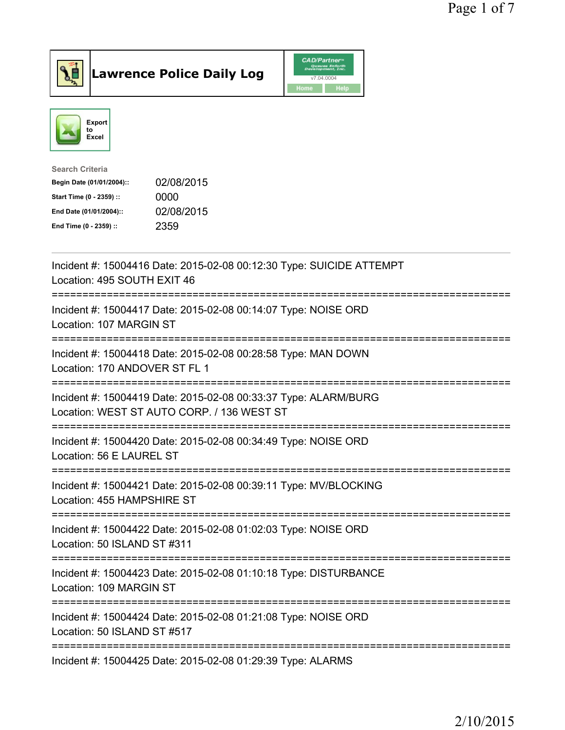# Lawrence Police Daily Log

CAD/Partner™ v7.04.0004

Home | Help

Export to Excel

Search Criteria

| | |
|---|---|
| **Begin Date (01/01/2004)::** | 02/08/2015 |
| **Start Time (0 - 2359) ::** | 0000 |
| **End Date (01/01/2004)::** | 02/08/2015 |
| **End Time (0 - 2359) ::** | 2359 |

---

Incident #: 15004416 Date: 2015-02-08 00:12:30 Type: SUICIDE ATTEMPT
Location: 495 SOUTH EXIT 46

===========================================================================

Incident #: 15004417 Date: 2015-02-08 00:14:07 Type: NOISE ORD
Location: 107 MARGIN ST

===========================================================================

Incident #: 15004418 Date: 2015-02-08 00:28:58 Type: MAN DOWN
Location: 170 ANDOVER ST FL 1

===========================================================================

Incident #: 15004419 Date: 2015-02-08 00:33:37 Type: ALARM/BURG
Location: WEST ST AUTO CORP. / 136 WEST ST

===========================================================================

Incident #: 15004420 Date: 2015-02-08 00:34:49 Type: NOISE ORD
Location: 56 E LAUREL ST

===========================================================================

Incident #: 15004421 Date: 2015-02-08 00:39:11 Type: MV/BLOCKING
Location: 455 HAMPSHIRE ST

===========================================================================

Incident #: 15004422 Date: 2015-02-08 01:02:03 Type: NOISE ORD
Location: 50 ISLAND ST #311

===========================================================================

Incident #: 15004423 Date: 2015-02-08 01:10:18 Type: DISTURBANCE
Location: 109 MARGIN ST

===========================================================================

Incident #: 15004424 Date: 2015-02-08 01:21:08 Type: NOISE ORD
Location: 50 ISLAND ST #517

===========================================================================

Incident #: 15004425 Date: 2015-02-08 01:29:39 Type: ALARMS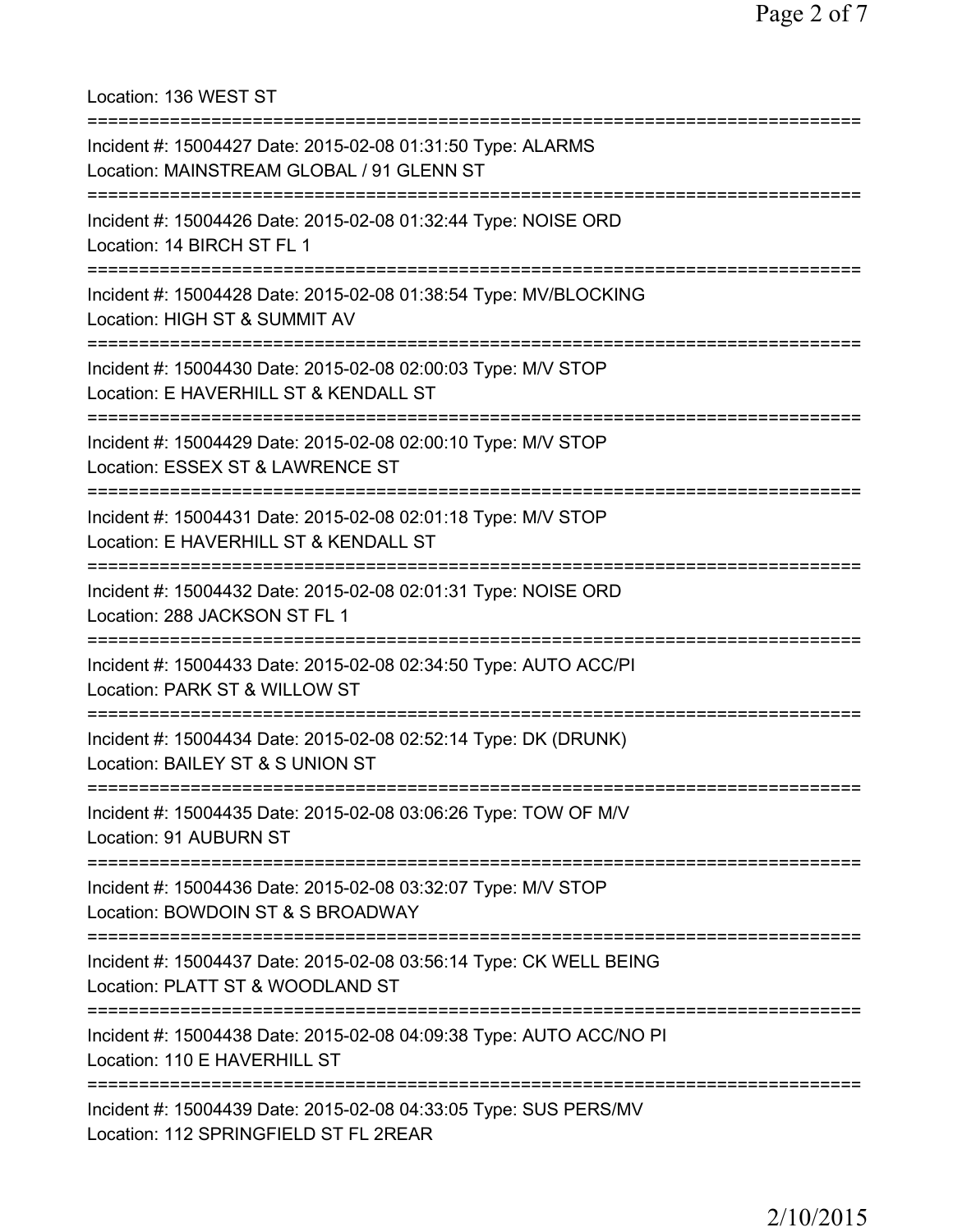Location: 136 WEST ST

===========================================================================

Incident #: 15004427 Date: 2015-02-08 01:31:50 Type: ALARMS
Location: MAINSTREAM GLOBAL / 91 GLENN ST

===========================================================================

Incident #: 15004426 Date: 2015-02-08 01:32:44 Type: NOISE ORD
Location: 14 BIRCH ST FL 1

===========================================================================

Incident #: 15004428 Date: 2015-02-08 01:38:54 Type: MV/BLOCKING
Location: HIGH ST & SUMMIT AV

===========================================================================

Incident #: 15004430 Date: 2015-02-08 02:00:03 Type: M/V STOP
Location: E HAVERHILL ST & KENDALL ST

===========================================================================

Incident #: 15004429 Date: 2015-02-08 02:00:10 Type: M/V STOP
Location: ESSEX ST & LAWRENCE ST

===========================================================================

Incident #: 15004431 Date: 2015-02-08 02:01:18 Type: M/V STOP
Location: E HAVERHILL ST & KENDALL ST

===========================================================================

Incident #: 15004432 Date: 2015-02-08 02:01:31 Type: NOISE ORD
Location: 288 JACKSON ST FL 1

===========================================================================

Incident #: 15004433 Date: 2015-02-08 02:34:50 Type: AUTO ACC/PI
Location: PARK ST & WILLOW ST

===========================================================================

Incident #: 15004434 Date: 2015-02-08 02:52:14 Type: DK (DRUNK)
Location: BAILEY ST & S UNION ST

===========================================================================

Incident #: 15004435 Date: 2015-02-08 03:06:26 Type: TOW OF M/V
Location: 91 AUBURN ST

===========================================================================

Incident #: 15004436 Date: 2015-02-08 03:32:07 Type: M/V STOP
Location: BOWDOIN ST & S BROADWAY

===========================================================================

Incident #: 15004437 Date: 2015-02-08 03:56:14 Type: CK WELL BEING
Location: PLATT ST & WOODLAND ST

===========================================================================

Incident #: 15004438 Date: 2015-02-08 04:09:38 Type: AUTO ACC/NO PI
Location: 110 E HAVERHILL ST

===========================================================================

Incident #: 15004439 Date: 2015-02-08 04:33:05 Type: SUS PERS/MV
Location: 112 SPRINGFIELD ST FL 2REAR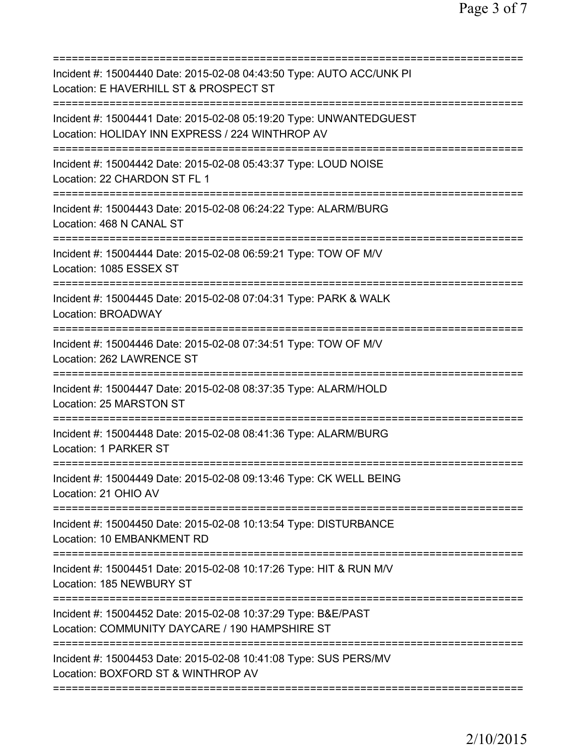Incident #: 15004440 Date: 2015-02-08 04:43:50 Type: AUTO ACC/UNK PI
Location: E HAVERHILL ST & PROSPECT ST

Incident #: 15004441 Date: 2015-02-08 05:19:20 Type: UNWANTEDGUEST
Location: HOLIDAY INN EXPRESS / 224 WINTHROP AV

Incident #: 15004442 Date: 2015-02-08 05:43:37 Type: LOUD NOISE
Location: 22 CHARDON ST FL 1

Incident #: 15004443 Date: 2015-02-08 06:24:22 Type: ALARM/BURG
Location: 468 N CANAL ST

Incident #: 15004444 Date: 2015-02-08 06:59:21 Type: TOW OF M/V
Location: 1085 ESSEX ST

Incident #: 15004445 Date: 2015-02-08 07:04:31 Type: PARK & WALK
Location: BROADWAY

Incident #: 15004446 Date: 2015-02-08 07:34:51 Type: TOW OF M/V
Location: 262 LAWRENCE ST

Incident #: 15004447 Date: 2015-02-08 08:37:35 Type: ALARM/HOLD
Location: 25 MARSTON ST

Incident #: 15004448 Date: 2015-02-08 08:41:36 Type: ALARM/BURG
Location: 1 PARKER ST

Incident #: 15004449 Date: 2015-02-08 09:13:46 Type: CK WELL BEING
Location: 21 OHIO AV

Incident #: 15004450 Date: 2015-02-08 10:13:54 Type: DISTURBANCE
Location: 10 EMBANKMENT RD

Incident #: 15004451 Date: 2015-02-08 10:17:26 Type: HIT & RUN M/V
Location: 185 NEWBURY ST

Incident #: 15004452 Date: 2015-02-08 10:37:29 Type: B&E/PAST
Location: COMMUNITY DAYCARE / 190 HAMPSHIRE ST

Incident #: 15004453 Date: 2015-02-08 10:41:08 Type: SUS PERS/MV
Location: BOXFORD ST & WINTHROP AV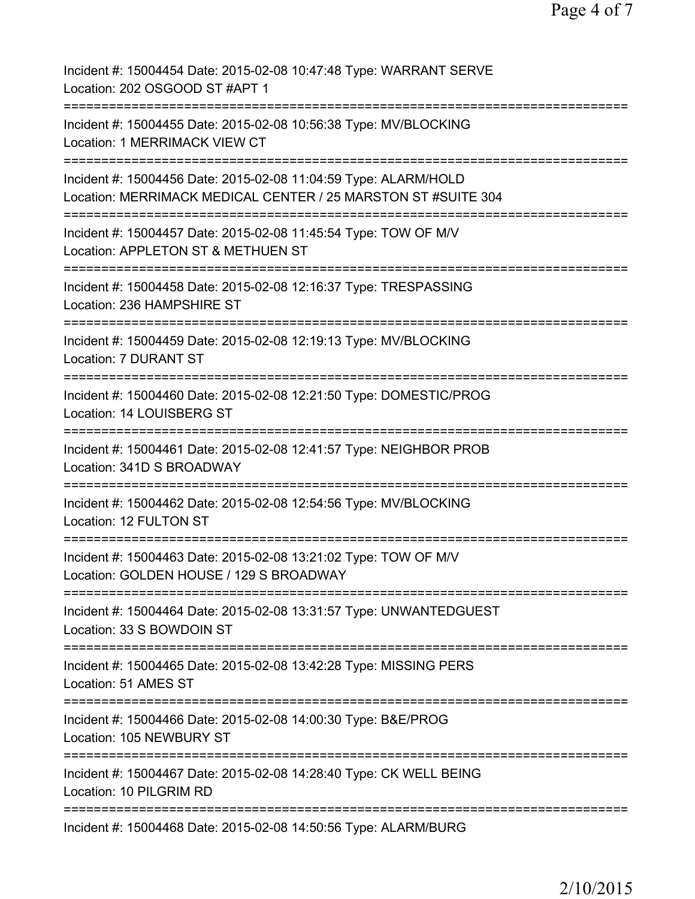Incident #: 15004454 Date: 2015-02-08 10:47:48 Type: WARRANT SERVE
Location: 202 OSGOOD ST #APT 1

===========================================================================

Incident #: 15004455 Date: 2015-02-08 10:56:38 Type: MV/BLOCKING
Location: 1 MERRIMACK VIEW CT

===========================================================================

Incident #: 15004456 Date: 2015-02-08 11:04:59 Type: ALARM/HOLD
Location: MERRIMACK MEDICAL CENTER / 25 MARSTON ST #SUITE 304

===========================================================================

Incident #: 15004457 Date: 2015-02-08 11:45:54 Type: TOW OF M/V
Location: APPLETON ST & METHUEN ST

===========================================================================

Incident #: 15004458 Date: 2015-02-08 12:16:37 Type: TRESPASSING
Location: 236 HAMPSHIRE ST

===========================================================================

Incident #: 15004459 Date: 2015-02-08 12:19:13 Type: MV/BLOCKING
Location: 7 DURANT ST

===========================================================================

Incident #: 15004460 Date: 2015-02-08 12:21:50 Type: DOMESTIC/PROG
Location: 14 LOUISBERG ST

===========================================================================

Incident #: 15004461 Date: 2015-02-08 12:41:57 Type: NEIGHBOR PROB
Location: 341D S BROADWAY

===========================================================================

Incident #: 15004462 Date: 2015-02-08 12:54:56 Type: MV/BLOCKING
Location: 12 FULTON ST

===========================================================================

Incident #: 15004463 Date: 2015-02-08 13:21:02 Type: TOW OF M/V
Location: GOLDEN HOUSE / 129 S BROADWAY

===========================================================================

Incident #: 15004464 Date: 2015-02-08 13:31:57 Type: UNWANTEDGUEST
Location: 33 S BOWDOIN ST

===========================================================================

Incident #: 15004465 Date: 2015-02-08 13:42:28 Type: MISSING PERS
Location: 51 AMES ST

===========================================================================

Incident #: 15004466 Date: 2015-02-08 14:00:30 Type: B&E/PROG
Location: 105 NEWBURY ST

===========================================================================

Incident #: 15004467 Date: 2015-02-08 14:28:40 Type: CK WELL BEING
Location: 10 PILGRIM RD

===========================================================================

Incident #: 15004468 Date: 2015-02-08 14:50:56 Type: ALARM/BURG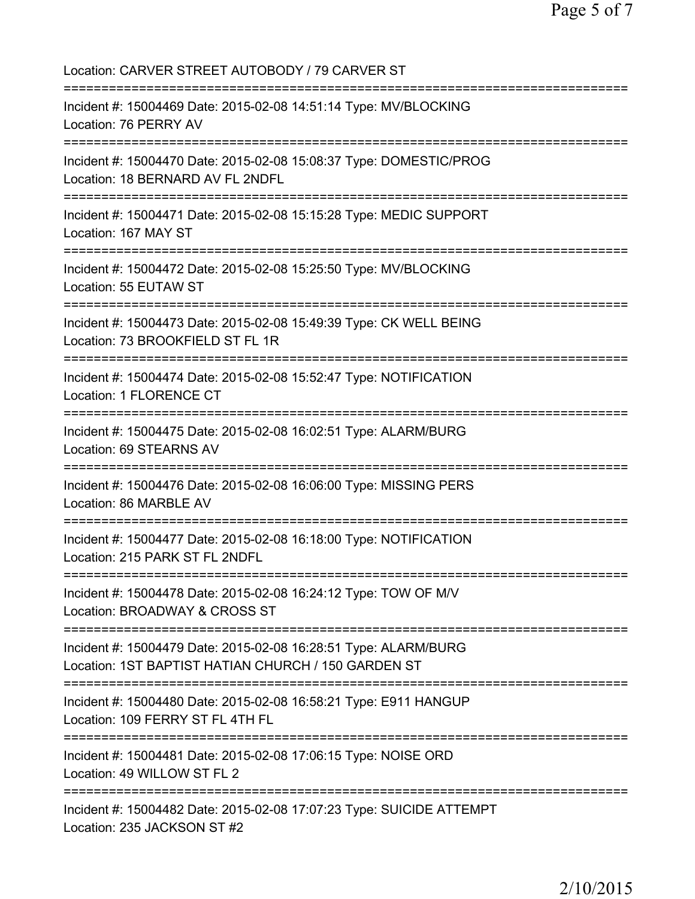Location: CARVER STREET AUTOBODY / 79 CARVER ST

===========================================================================

Incident #: 15004469 Date: 2015-02-08 14:51:14 Type: MV/BLOCKING
Location: 76 PERRY AV

===========================================================================

Incident #: 15004470 Date: 2015-02-08 15:08:37 Type: DOMESTIC/PROG
Location: 18 BERNARD AV FL 2NDFL

===========================================================================

Incident #: 15004471 Date: 2015-02-08 15:15:28 Type: MEDIC SUPPORT
Location: 167 MAY ST

===========================================================================

Incident #: 15004472 Date: 2015-02-08 15:25:50 Type: MV/BLOCKING
Location: 55 EUTAW ST

===========================================================================

Incident #: 15004473 Date: 2015-02-08 15:49:39 Type: CK WELL BEING
Location: 73 BROOKFIELD ST FL 1R

===========================================================================

Incident #: 15004474 Date: 2015-02-08 15:52:47 Type: NOTIFICATION
Location: 1 FLORENCE CT

===========================================================================

Incident #: 15004475 Date: 2015-02-08 16:02:51 Type: ALARM/BURG
Location: 69 STEARNS AV

===========================================================================

Incident #: 15004476 Date: 2015-02-08 16:06:00 Type: MISSING PERS
Location: 86 MARBLE AV

===========================================================================

Incident #: 15004477 Date: 2015-02-08 16:18:00 Type: NOTIFICATION
Location: 215 PARK ST FL 2NDFL

===========================================================================

Incident #: 15004478 Date: 2015-02-08 16:24:12 Type: TOW OF M/V
Location: BROADWAY & CROSS ST

===========================================================================

Incident #: 15004479 Date: 2015-02-08 16:28:51 Type: ALARM/BURG
Location: 1ST BAPTIST HATIAN CHURCH / 150 GARDEN ST

===========================================================================

Incident #: 15004480 Date: 2015-02-08 16:58:21 Type: E911 HANGUP
Location: 109 FERRY ST FL 4TH FL

===========================================================================

Incident #: 15004481 Date: 2015-02-08 17:06:15 Type: NOISE ORD
Location: 49 WILLOW ST FL 2

===========================================================================

Incident #: 15004482 Date: 2015-02-08 17:07:23 Type: SUICIDE ATTEMPT
Location: 235 JACKSON ST #2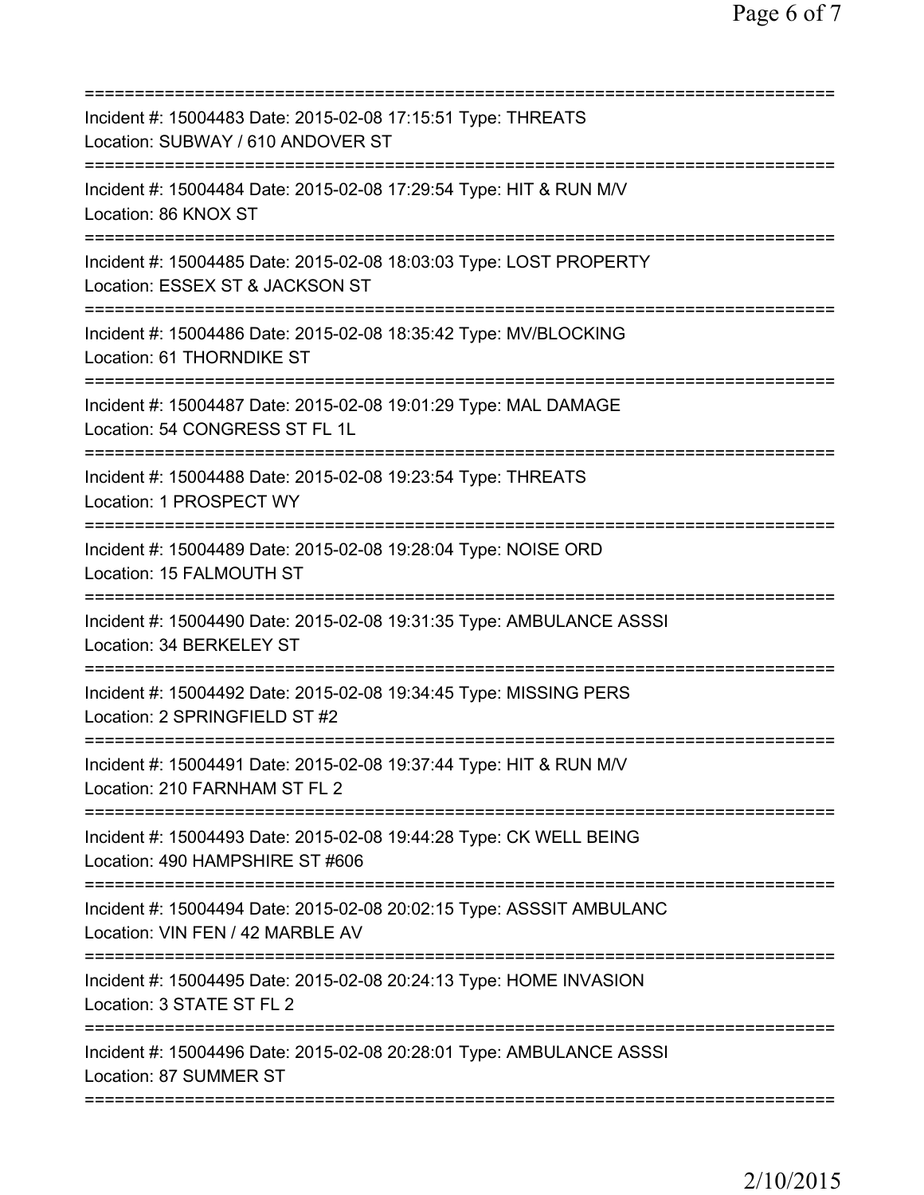Incident #: 15004483 Date: 2015-02-08 17:15:51 Type: THREATS
Location: SUBWAY / 610 ANDOVER ST

---

Incident #: 15004484 Date: 2015-02-08 17:29:54 Type: HIT & RUN M/V
Location: 86 KNOX ST

---

Incident #: 15004485 Date: 2015-02-08 18:03:03 Type: LOST PROPERTY
Location: ESSEX ST & JACKSON ST

---

Incident #: 15004486 Date: 2015-02-08 18:35:42 Type: MV/BLOCKING
Location: 61 THORNDIKE ST

---

Incident #: 15004487 Date: 2015-02-08 19:01:29 Type: MAL DAMAGE
Location: 54 CONGRESS ST FL 1L

---

Incident #: 15004488 Date: 2015-02-08 19:23:54 Type: THREATS
Location: 1 PROSPECT WY

---

Incident #: 15004489 Date: 2015-02-08 19:28:04 Type: NOISE ORD
Location: 15 FALMOUTH ST

---

Incident #: 15004490 Date: 2015-02-08 19:31:35 Type: AMBULANCE ASSSI
Location: 34 BERKELEY ST

---

Incident #: 15004492 Date: 2015-02-08 19:34:45 Type: MISSING PERS
Location: 2 SPRINGFIELD ST #2

---

Incident #: 15004491 Date: 2015-02-08 19:37:44 Type: HIT & RUN M/V
Location: 210 FARNHAM ST FL 2

---

Incident #: 15004493 Date: 2015-02-08 19:44:28 Type: CK WELL BEING
Location: 490 HAMPSHIRE ST #606

---

Incident #: 15004494 Date: 2015-02-08 20:02:15 Type: ASSSIT AMBULANC
Location: VIN FEN / 42 MARBLE AV

---

Incident #: 15004495 Date: 2015-02-08 20:24:13 Type: HOME INVASION
Location: 3 STATE ST FL 2

---

Incident #: 15004496 Date: 2015-02-08 20:28:01 Type: AMBULANCE ASSSI
Location: 87 SUMMER ST

---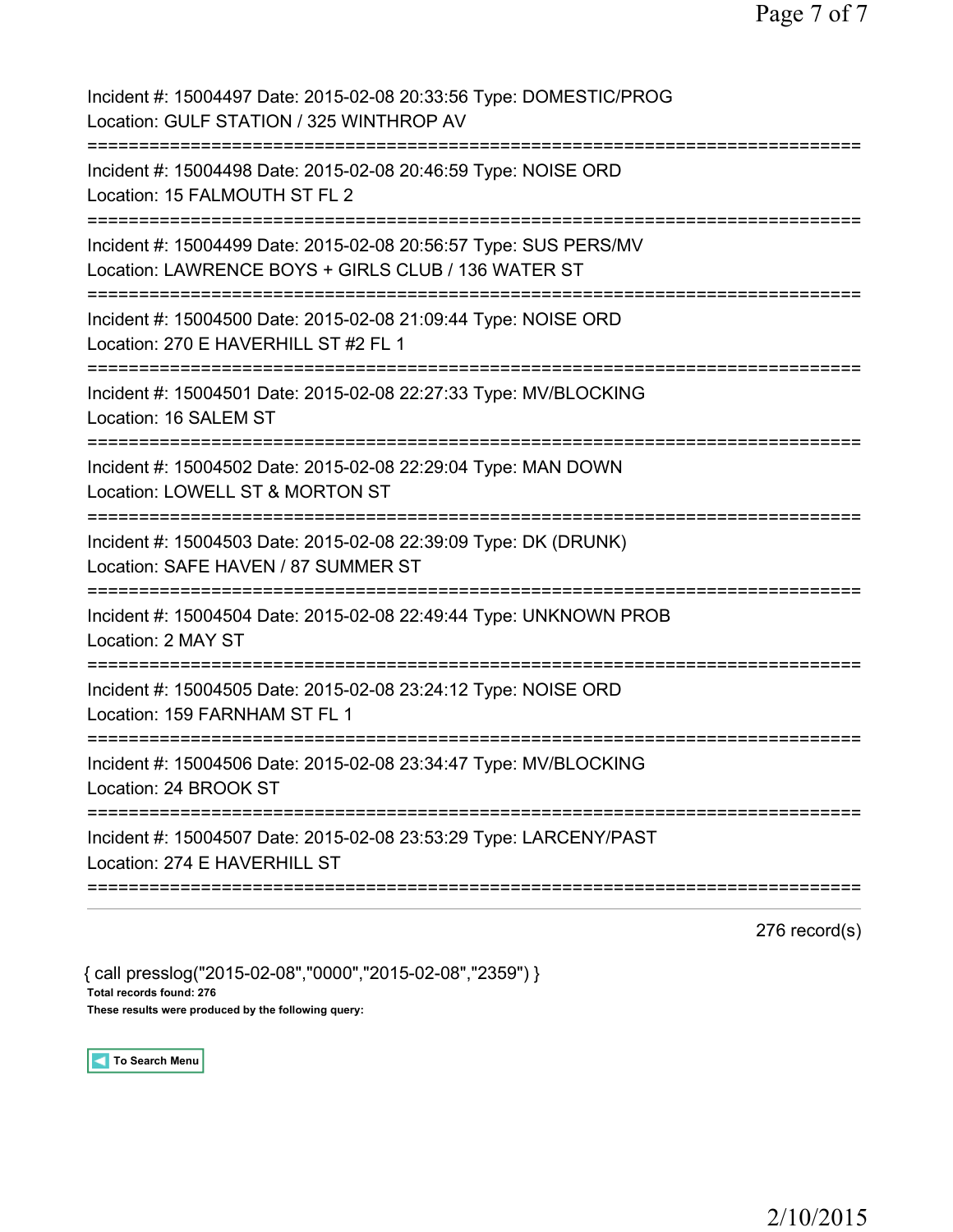Incident #: 15004497 Date: 2015-02-08 20:33:56 Type: DOMESTIC/PROG
Location: GULF STATION / 325 WINTHROP AV

===========================================================================

Incident #: 15004498 Date: 2015-02-08 20:46:59 Type: NOISE ORD
Location: 15 FALMOUTH ST FL 2

===========================================================================

Incident #: 15004499 Date: 2015-02-08 20:56:57 Type: SUS PERS/MV
Location: LAWRENCE BOYS + GIRLS CLUB / 136 WATER ST

===========================================================================

Incident #: 15004500 Date: 2015-02-08 21:09:44 Type: NOISE ORD
Location: 270 E HAVERHILL ST #2 FL 1

===========================================================================

Incident #: 15004501 Date: 2015-02-08 22:27:33 Type: MV/BLOCKING
Location: 16 SALEM ST

===========================================================================

Incident #: 15004502 Date: 2015-02-08 22:29:04 Type: MAN DOWN
Location: LOWELL ST & MORTON ST

===========================================================================

Incident #: 15004503 Date: 2015-02-08 22:39:09 Type: DK (DRUNK)
Location: SAFE HAVEN / 87 SUMMER ST

===========================================================================

Incident #: 15004504 Date: 2015-02-08 22:49:44 Type: UNKNOWN PROB
Location: 2 MAY ST

===========================================================================

Incident #: 15004505 Date: 2015-02-08 23:24:12 Type: NOISE ORD
Location: 159 FARNHAM ST FL 1

===========================================================================

Incident #: 15004506 Date: 2015-02-08 23:34:47 Type: MV/BLOCKING
Location: 24 BROOK ST

===========================================================================

Incident #: 15004507 Date: 2015-02-08 23:53:29 Type: LARCENY/PAST
Location: 274 E HAVERHILL ST

===========================================================================

276 record(s)

{ call presslog("2015-02-08","0000","2015-02-08","2359") }

**Total records found: 276**

**These results were produced by the following query:**

To Search Menu

2/10/2015